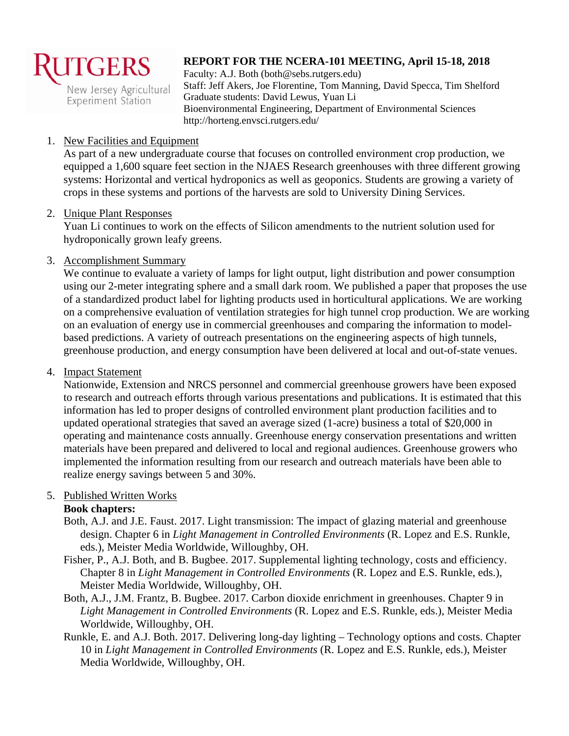RUTGERS
New Jersey Agricultural Experiment Station

**REPORT FOR THE NCERA-101 MEETING, April 15-18, 2018**
Faculty: A.J. Both (both@sebs.rutgers.edu)
Staff: Jeff Akers, Joe Florentine, Tom Manning, David Specca, Tim Shelford
Graduate students: David Lewus, Yuan Li
Bioenvironmental Engineering, Department of Environmental Sciences
http://horteng.envsci.rutgers.edu/

1. New Facilities and Equipment
   As part of a new undergraduate course that focuses on controlled environment crop production, we equipped a 1,600 square feet section in the NJAES Research greenhouses with three different growing systems: Horizontal and vertical hydroponics as well as geoponics. Students are growing a variety of crops in these systems and portions of the harvests are sold to University Dining Services.

2. Unique Plant Responses
   Yuan Li continues to work on the effects of Silicon amendments to the nutrient solution used for hydroponically grown leafy greens.

3. Accomplishment Summary
   We continue to evaluate a variety of lamps for light output, light distribution and power consumption using our 2-meter integrating sphere and a small dark room. We published a paper that proposes the use of a standardized product label for lighting products used in horticultural applications. We are working on a comprehensive evaluation of ventilation strategies for high tunnel crop production. We are working on an evaluation of energy use in commercial greenhouses and comparing the information to model-based predictions. A variety of outreach presentations on the engineering aspects of high tunnels, greenhouse production, and energy consumption have been delivered at local and out-of-state venues.

4. Impact Statement
   Nationwide, Extension and NRCS personnel and commercial greenhouse growers have been exposed to research and outreach efforts through various presentations and publications. It is estimated that this information has led to proper designs of controlled environment plant production facilities and to updated operational strategies that saved an average sized (1-acre) business a total of $20,000 in operating and maintenance costs annually. Greenhouse energy conservation presentations and written materials have been prepared and delivered to local and regional audiences. Greenhouse growers who implemented the information resulting from our research and outreach materials have been able to realize energy savings between 5 and 30%.

5. Published Written Works

   **Book chapters:**

   Both, A.J. and J.E. Faust. 2017. Light transmission: The impact of glazing material and greenhouse design. Chapter 6 in *Light Management in Controlled Environments* (R. Lopez and E.S. Runkle, eds.), Meister Media Worldwide, Willoughby, OH.

   Fisher, P., A.J. Both, and B. Bugbee. 2017. Supplemental lighting technology, costs and efficiency. Chapter 8 in *Light Management in Controlled Environments* (R. Lopez and E.S. Runkle, eds.), Meister Media Worldwide, Willoughby, OH.

   Both, A.J., J.M. Frantz, B. Bugbee. 2017. Carbon dioxide enrichment in greenhouses. Chapter 9 in *Light Management in Controlled Environments* (R. Lopez and E.S. Runkle, eds.), Meister Media Worldwide, Willoughby, OH.

   Runkle, E. and A.J. Both. 2017. Delivering long-day lighting – Technology options and costs. Chapter 10 in *Light Management in Controlled Environments* (R. Lopez and E.S. Runkle, eds.), Meister Media Worldwide, Willoughby, OH.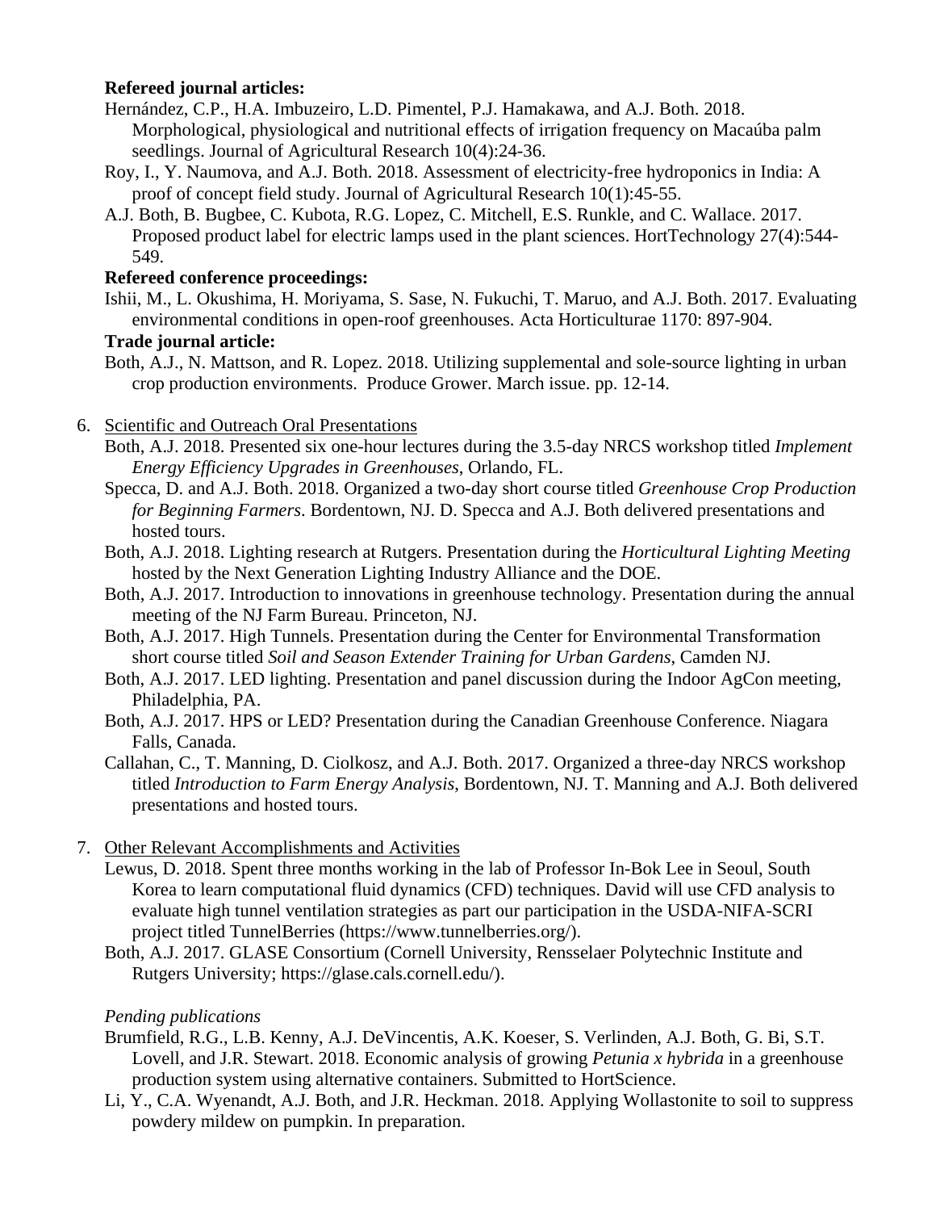**Refereed journal articles:**

Hernández, C.P., H.A. Imbuzeiro, L.D. Pimentel, P.J. Hamakawa, and A.J. Both. 2018. Morphological, physiological and nutritional effects of irrigation frequency on Macaúba palm seedlings. Journal of Agricultural Research 10(4):24-36.

Roy, I., Y. Naumova, and A.J. Both. 2018. Assessment of electricity-free hydroponics in India: A proof of concept field study. Journal of Agricultural Research 10(1):45-55.

A.J. Both, B. Bugbee, C. Kubota, R.G. Lopez, C. Mitchell, E.S. Runkle, and C. Wallace. 2017. Proposed product label for electric lamps used in the plant sciences. HortTechnology 27(4):544-549.

**Refereed conference proceedings:**

Ishii, M., L. Okushima, H. Moriyama, S. Sase, N. Fukuchi, T. Maruo, and A.J. Both. 2017. Evaluating environmental conditions in open-roof greenhouses. Acta Horticulturae 1170: 897-904.

**Trade journal article:**

Both, A.J., N. Mattson, and R. Lopez. 2018. Utilizing supplemental and sole-source lighting in urban crop production environments. Produce Grower. March issue. pp. 12-14.

6. Scientific and Outreach Oral Presentations

Both, A.J. 2018. Presented six one-hour lectures during the 3.5-day NRCS workshop titled *Implement Energy Efficiency Upgrades in Greenhouses*, Orlando, FL.

Specca, D. and A.J. Both. 2018. Organized a two-day short course titled *Greenhouse Crop Production for Beginning Farmers*. Bordentown, NJ. D. Specca and A.J. Both delivered presentations and hosted tours.

Both, A.J. 2018. Lighting research at Rutgers. Presentation during the *Horticultural Lighting Meeting* hosted by the Next Generation Lighting Industry Alliance and the DOE.

Both, A.J. 2017. Introduction to innovations in greenhouse technology. Presentation during the annual meeting of the NJ Farm Bureau. Princeton, NJ.

Both, A.J. 2017. High Tunnels. Presentation during the Center for Environmental Transformation short course titled *Soil and Season Extender Training for Urban Gardens*, Camden NJ.

Both, A.J. 2017. LED lighting. Presentation and panel discussion during the Indoor AgCon meeting, Philadelphia, PA.

Both, A.J. 2017. HPS or LED? Presentation during the Canadian Greenhouse Conference. Niagara Falls, Canada.

Callahan, C., T. Manning, D. Ciolkosz, and A.J. Both. 2017. Organized a three-day NRCS workshop titled *Introduction to Farm Energy Analysis*, Bordentown, NJ. T. Manning and A.J. Both delivered presentations and hosted tours.

7. Other Relevant Accomplishments and Activities

Lewus, D. 2018. Spent three months working in the lab of Professor In-Bok Lee in Seoul, South Korea to learn computational fluid dynamics (CFD) techniques. David will use CFD analysis to evaluate high tunnel ventilation strategies as part our participation in the USDA-NIFA-SCRI project titled TunnelBerries (https://www.tunnelberries.org/).

Both, A.J. 2017. GLASE Consortium (Cornell University, Rensselaer Polytechnic Institute and Rutgers University; https://glase.cals.cornell.edu/).

*Pending publications*

Brumfield, R.G., L.B. Kenny, A.J. DeVincentis, A.K. Koeser, S. Verlinden, A.J. Both, G. Bi, S.T. Lovell, and J.R. Stewart. 2018. Economic analysis of growing *Petunia x hybrida* in a greenhouse production system using alternative containers. Submitted to HortScience.

Li, Y., C.A. Wyenandt, A.J. Both, and J.R. Heckman. 2018. Applying Wollastonite to soil to suppress powdery mildew on pumpkin. In preparation.